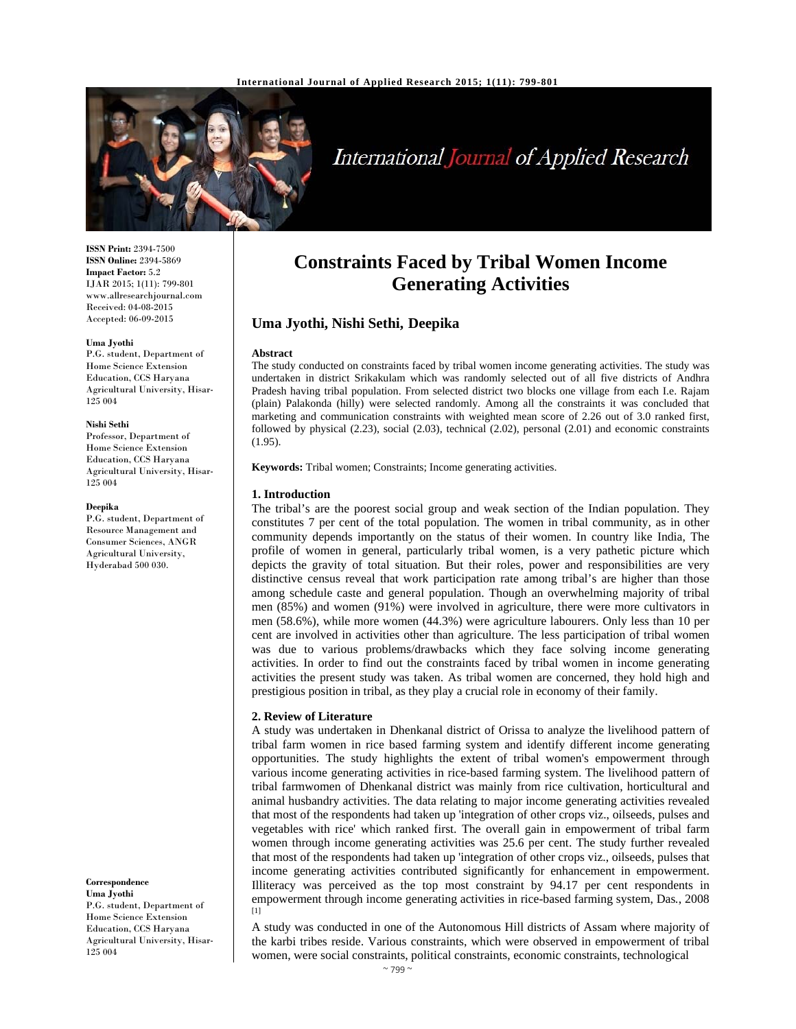# Constraints Faced by Tribal Women Income Generating Activities

**Uma Jyothi, Nishi Sethi, Deepika**

ISSN Print: 2394-7500
ISSN Online: 2394-5869
Impact Factor: 5.2
IJAR 2015; 1(11): 799-801
www.allresearchjournal.com
Received: 04-08-2015
Accepted: 06-09-2015

**Uma Jyothi**
P.G. student, Department of Home Science Extension Education, CCS Haryana Agricultural University, Hisar-125 004

**Nishi Sethi**
Professor, Department of Home Science Extension Education, CCS Haryana Agricultural University, Hisar-125 004

**Deepika**
P.G. student, Department of Resource Management and Consumer Sciences, ANGR Agricultural University, Hyderabad 500 030.

**Correspondence**
**Uma Jyothi**
P.G. student, Department of Home Science Extension Education, CCS Haryana Agricultural University, Hisar-125 004

### Abstract

The study conducted on constraints faced by tribal women income generating activities. The study was undertaken in district Srikakulam which was randomly selected out of all five districts of Andhra Pradesh having tribal population. From selected district two blocks one village from each I.e. Rajam (plain) Palakonda (hilly) were selected randomly. Among all the constraints it was concluded that marketing and communication constraints with weighted mean score of 2.26 out of 3.0 ranked first, followed by physical (2.23), social (2.03), technical (2.02), personal (2.01) and economic constraints (1.95).

**Keywords:** Tribal women; Constraints; Income generating activities.

## 1. Introduction

The tribal's are the poorest social group and weak section of the Indian population. They constitutes 7 per cent of the total population. The women in tribal community, as in other community depends importantly on the status of their women. In country like India, The profile of women in general, particularly tribal women, is a very pathetic picture which depicts the gravity of total situation. But their roles, power and responsibilities are very distinctive census reveal that work participation rate among tribal's are higher than those among schedule caste and general population. Though an overwhelming majority of tribal men (85%) and women (91%) were involved in agriculture, there were more cultivators in men (58.6%), while more women (44.3%) were agriculture labourers. Only less than 10 per cent are involved in activities other than agriculture. The less participation of tribal women was due to various problems/drawbacks which they face solving income generating activities. In order to find out the constraints faced by tribal women in income generating activities the present study was taken. As tribal women are concerned, they hold high and prestigious position in tribal, as they play a crucial role in economy of their family.

## 2. Review of Literature

A study was undertaken in Dhenkanal district of Orissa to analyze the livelihood pattern of tribal farm women in rice based farming system and identify different income generating opportunities. The study highlights the extent of tribal women's empowerment through various income generating activities in rice-based farming system. The livelihood pattern of tribal farmwomen of Dhenkanal district was mainly from rice cultivation, horticultural and animal husbandry activities. The data relating to major income generating activities revealed that most of the respondents had taken up 'integration of other crops viz., oilseeds, pulses and vegetables with rice' which ranked first. The overall gain in empowerment of tribal farm women through income generating activities was 25.6 per cent. The study further revealed that most of the respondents had taken up 'integration of other crops viz., oilseeds, pulses that income generating activities contributed significantly for enhancement in empowerment. Illiteracy was perceived as the top most constraint by 94.17 per cent respondents in empowerment through income generating activities in rice-based farming system, Das., 2008 [1]

A study was conducted in one of the Autonomous Hill districts of Assam where majority of the karbi tribes reside. Various constraints, which were observed in empowerment of tribal women, were social constraints, political constraints, economic constraints, technological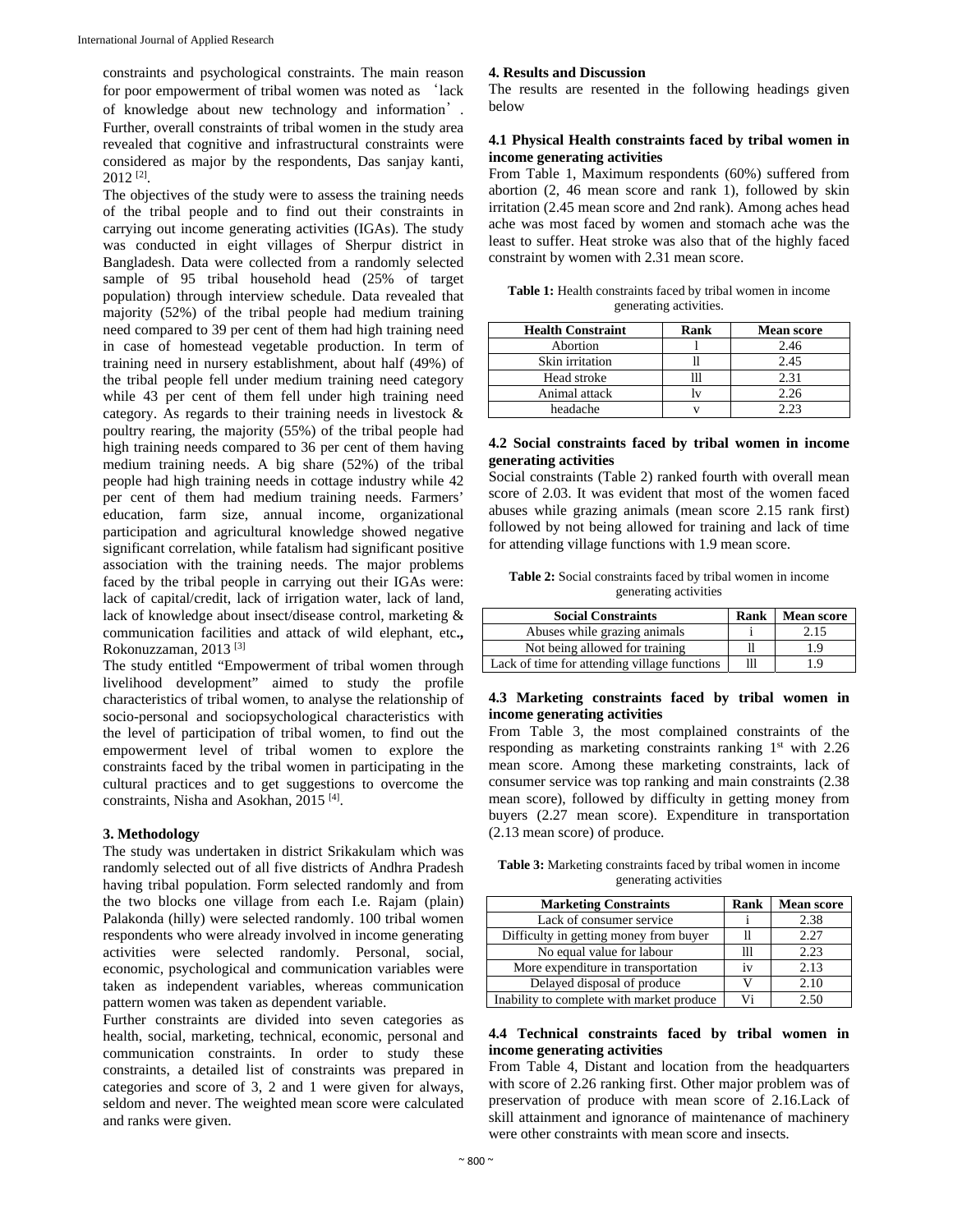constraints and psychological constraints. The main reason for poor empowerment of tribal women was noted as 'lack of knowledge about new technology and information'. Further, overall constraints of tribal women in the study area revealed that cognitive and infrastructural constraints were considered as major by the respondents, Das sanjay kanti, 2012 [2].

The objectives of the study were to assess the training needs of the tribal people and to find out their constraints in carrying out income generating activities (IGAs). The study was conducted in eight villages of Sherpur district in Bangladesh. Data were collected from a randomly selected sample of 95 tribal household head (25% of target population) through interview schedule. Data revealed that majority (52%) of the tribal people had medium training need compared to 39 per cent of them had high training need in case of homestead vegetable production. In term of training need in nursery establishment, about half (49%) of the tribal people fell under medium training need category while 43 per cent of them fell under high training need category. As regards to their training needs in livestock & poultry rearing, the majority (55%) of the tribal people had high training needs compared to 36 per cent of them having medium training needs. A big share (52%) of the tribal people had high training needs in cottage industry while 42 per cent of them had medium training needs. Farmers' education, farm size, annual income, organizational participation and agricultural knowledge showed negative significant correlation, while fatalism had significant positive association with the training needs. The major problems faced by the tribal people in carrying out their IGAs were: lack of capital/credit, lack of irrigation water, lack of land, lack of knowledge about insect/disease control, marketing & communication facilities and attack of wild elephant, etc**.,** Rokonuzzaman, 2013 [3]

The study entitled "Empowerment of tribal women through livelihood development" aimed to study the profile characteristics of tribal women, to analyse the relationship of socio-personal and sociopsychological characteristics with the level of participation of tribal women, to find out the empowerment level of tribal women to explore the constraints faced by the tribal women in participating in the cultural practices and to get suggestions to overcome the constraints, Nisha and Asokhan, 2015 [4].

## 3. Methodology

The study was undertaken in district Srikakulam which was randomly selected out of all five districts of Andhra Pradesh having tribal population. Form selected randomly and from the two blocks one village from each I.e. Rajam (plain) Palakonda (hilly) were selected randomly. 100 tribal women respondents who were already involved in income generating activities were selected randomly. Personal, social, economic, psychological and communication variables were taken as independent variables, whereas communication pattern women was taken as dependent variable.

Further constraints are divided into seven categories as health, social, marketing, technical, economic, personal and communication constraints. In order to study these constraints, a detailed list of constraints was prepared in categories and score of 3, 2 and 1 were given for always, seldom and never. The weighted mean score were calculated and ranks were given.

## 4. Results and Discussion

The results are resented in the following headings given below

### 4.1 Physical Health constraints faced by tribal women in income generating activities

From Table 1, Maximum respondents (60%) suffered from abortion (2, 46 mean score and rank 1), followed by skin irritation (2.45 mean score and 2nd rank). Among aches head ache was most faced by women and stomach ache was the least to suffer. Heat stroke was also that of the highly faced constraint by women with 2.31 mean score.

**Table 1:** Health constraints faced by tribal women in income generating activities.

| Health Constraint | Rank | Mean score |
|---|---|---|
| Abortion | l | 2.46 |
| Skin irritation | ll | 2.45 |
| Head stroke | lll | 2.31 |
| Animal attack | lv | 2.26 |
| headache | v | 2.23 |

### 4.2 Social constraints faced by tribal women in income generating activities

Social constraints (Table 2) ranked fourth with overall mean score of 2.03. It was evident that most of the women faced abuses while grazing animals (mean score 2.15 rank first) followed by not being allowed for training and lack of time for attending village functions with 1.9 mean score.

**Table 2:** Social constraints faced by tribal women in income generating activities

| Social Constraints | Rank | Mean score |
|---|---|---|
| Abuses while grazing animals | i | 2.15 |
| Not being allowed for training | ll | 1.9 |
| Lack of time for attending village functions | lll | 1.9 |

### 4.3 Marketing constraints faced by tribal women in income generating activities

From Table 3, the most complained constraints of the responding as marketing constraints ranking 1st with 2.26 mean score. Among these marketing constraints, lack of consumer service was top ranking and main constraints (2.38 mean score), followed by difficulty in getting money from buyers (2.27 mean score). Expenditure in transportation (2.13 mean score) of produce.

**Table 3:** Marketing constraints faced by tribal women in income generating activities

| Marketing Constraints | Rank | Mean score |
|---|---|---|
| Lack of consumer service | i | 2.38 |
| Difficulty in getting money from buyer | ll | 2.27 |
| No equal value for labour | lll | 2.23 |
| More expenditure in transportation | iv | 2.13 |
| Delayed disposal of produce | V | 2.10 |
| Inability to complete with market produce | Vi | 2.50 |

### 4.4 Technical constraints faced by tribal women in income generating activities

From Table 4, Distant and location from the headquarters with score of 2.26 ranking first. Other major problem was of preservation of produce with mean score of 2.16.Lack of skill attainment and ignorance of maintenance of machinery were other constraints with mean score and insects.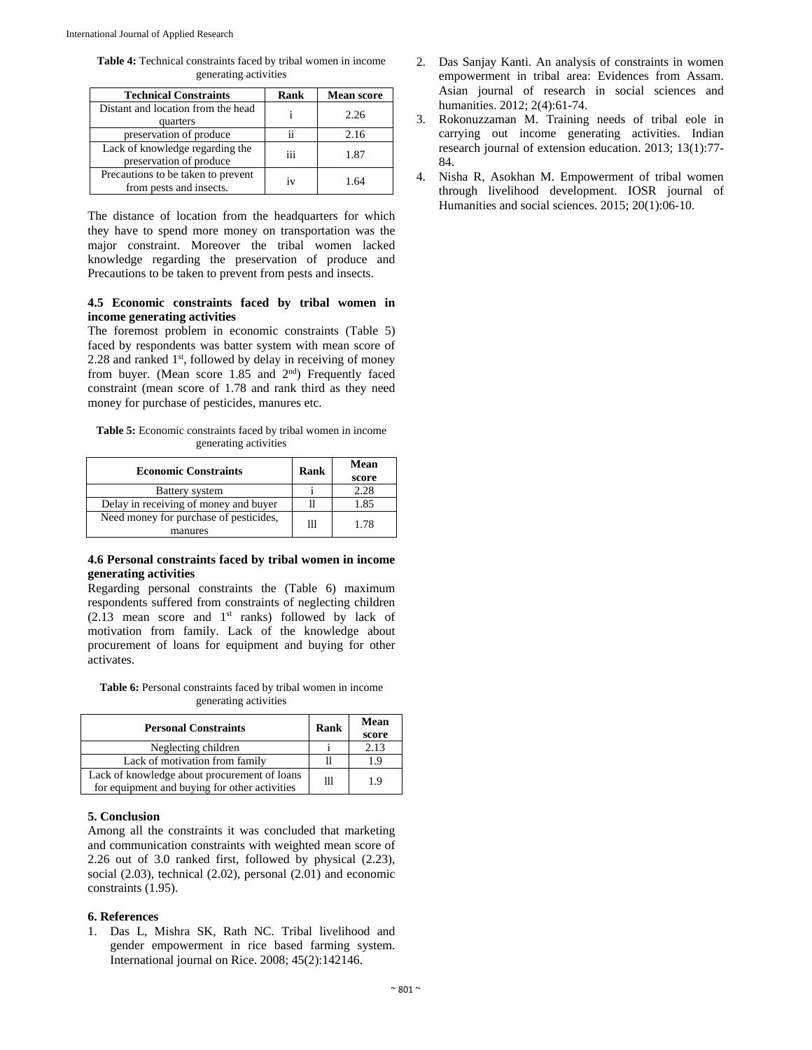**Table 4:** Technical constraints faced by tribal women in income generating activities

| Technical Constraints | Rank | Mean score |
|---|---|---|
| Distant and location from the head quarters | i | 2.26 |
| preservation of produce | ii | 2.16 |
| Lack of knowledge regarding the preservation of produce | iii | 1.87 |
| Precautions to be taken to prevent from pests and insects. | iv | 1.64 |

The distance of location from the headquarters for which they have to spend more money on transportation was the major constraint. Moreover the tribal women lacked knowledge regarding the preservation of produce and Precautions to be taken to prevent from pests and insects.

### 4.5 Economic constraints faced by tribal women in income generating activities

The foremost problem in economic constraints (Table 5) faced by respondents was batter system with mean score of 2.28 and ranked 1st, followed by delay in receiving of money from buyer. (Mean score 1.85 and 2nd) Frequently faced constraint (mean score of 1.78 and rank third as they need money for purchase of pesticides, manures etc.

**Table 5:** Economic constraints faced by tribal women in income generating activities

| Economic Constraints | Rank | Mean score |
|---|---|---|
| Battery system | i | 2.28 |
| Delay in receiving of money and buyer | ll | 1.85 |
| Need money for purchase of pesticides, manures | lll | 1.78 |

### 4.6 Personal constraints faced by tribal women in income generating activities

Regarding personal constraints the (Table 6) maximum respondents suffered from constraints of neglecting children (2.13 mean score and 1st ranks) followed by lack of motivation from family. Lack of the knowledge about procurement of loans for equipment and buying for other activates.

**Table 6:** Personal constraints faced by tribal women in income generating activities

| Personal Constraints | Rank | Mean score |
|---|---|---|
| Neglecting children | i | 2.13 |
| Lack of motivation from family | ll | 1.9 |
| Lack of knowledge about procurement of loans for equipment and buying for other activities | lll | 1.9 |

## 5. Conclusion

Among all the constraints it was concluded that marketing and communication constraints with weighted mean score of 2.26 out of 3.0 ranked first, followed by physical (2.23), social (2.03), technical (2.02), personal (2.01) and economic constraints (1.95).

## 6. References

1. Das L, Mishra SK, Rath NC. Tribal livelihood and gender empowerment in rice based farming system. International journal on Rice. 2008; 45(2):142146.
2. Das Sanjay Kanti. An analysis of constraints in women empowerment in tribal area: Evidences from Assam. Asian journal of research in social sciences and humanities. 2012; 2(4):61-74.
3. Rokonuzzaman M. Training needs of tribal eole in carrying out income generating activities. Indian research journal of extension education. 2013; 13(1):77-84.
4. Nisha R, Asokhan M. Empowerment of tribal women through livelihood development. IOSR journal of Humanities and social sciences. 2015; 20(1):06-10.